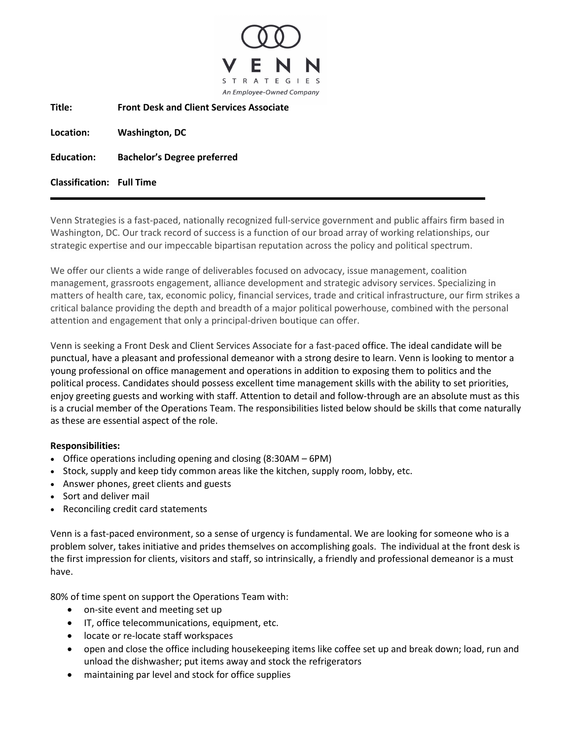VENN STRATEGIES

*An Employee-Owned Company*

**Title:** **Front Desk and Client Services Associate**

**Location:** **Washington, DC**

**Education:** **Bachelor's Degree preferred**

**Classification:** **Full Time**

---

Venn Strategies is a fast-paced, nationally recognized full-service government and public affairs firm based in Washington, DC. Our track record of success is a function of our broad array of working relationships, our strategic expertise and our impeccable bipartisan reputation across the policy and political spectrum.

We offer our clients a wide range of deliverables focused on advocacy, issue management, coalition management, grassroots engagement, alliance development and strategic advisory services. Specializing in matters of health care, tax, economic policy, financial services, trade and critical infrastructure, our firm strikes a critical balance providing the depth and breadth of a major political powerhouse, combined with the personal attention and engagement that only a principal-driven boutique can offer.

Venn is seeking a Front Desk and Client Services Associate for a fast-paced office. The ideal candidate will be punctual, have a pleasant and professional demeanor with a strong desire to learn. Venn is looking to mentor a young professional on office management and operations in addition to exposing them to politics and the political process. Candidates should possess excellent time management skills with the ability to set priorities, enjoy greeting guests and working with staff. Attention to detail and follow-through are an absolute must as this is a crucial member of the Operations Team. The responsibilities listed below should be skills that come naturally as these are essential aspect of the role.

**Responsibilities:**

- Office operations including opening and closing (8:30AM – 6PM)
- Stock, supply and keep tidy common areas like the kitchen, supply room, lobby, etc.
- Answer phones, greet clients and guests
- Sort and deliver mail
- Reconciling credit card statements

Venn is a fast-paced environment, so a sense of urgency is fundamental. We are looking for someone who is a problem solver, takes initiative and prides themselves on accomplishing goals. The individual at the front desk is the first impression for clients, visitors and staff, so intrinsically, a friendly and professional demeanor is a must have.

80% of time spent on support the Operations Team with:

- on-site event and meeting set up
- IT, office telecommunications, equipment, etc.
- locate or re-locate staff workspaces
- open and close the office including housekeeping items like coffee set up and break down; load, run and unload the dishwasher; put items away and stock the refrigerators
- maintaining par level and stock for office supplies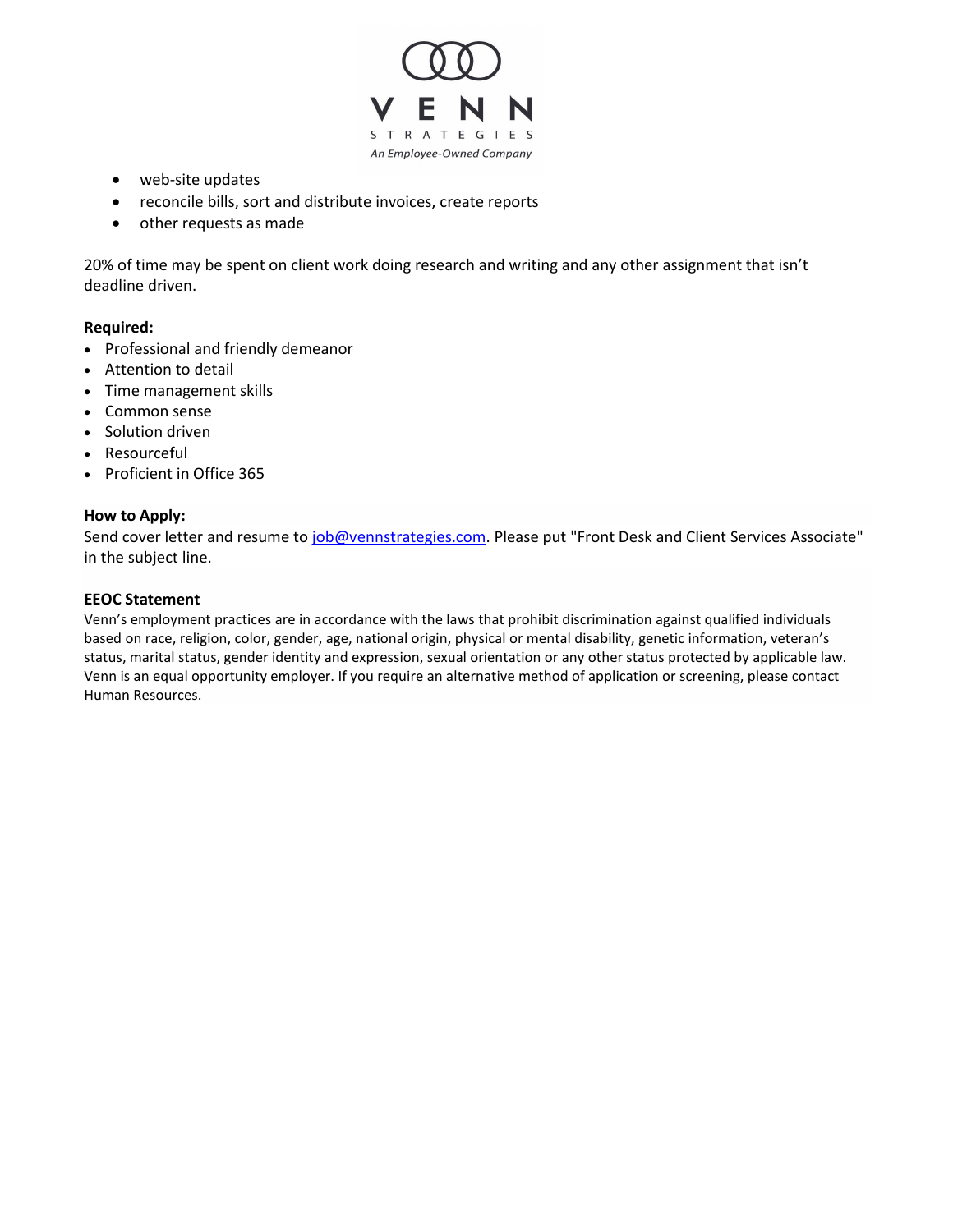- web-site updates
- reconcile bills, sort and distribute invoices, create reports
- other requests as made

20% of time may be spent on client work doing research and writing and any other assignment that isn't deadline driven.

**Required:**

- Professional and friendly demeanor
- Attention to detail
- Time management skills
- Common sense
- Solution driven
- Resourceful
- Proficient in Office 365

**How to Apply:**

Send cover letter and resume to job@vennstrategies.com. Please put "Front Desk and Client Services Associate" in the subject line.

**EEOC Statement**

Venn's employment practices are in accordance with the laws that prohibit discrimination against qualified individuals based on race, religion, color, gender, age, national origin, physical or mental disability, genetic information, veteran's status, marital status, gender identity and expression, sexual orientation or any other status protected by applicable law. Venn is an equal opportunity employer. If you require an alternative method of application or screening, please contact Human Resources.